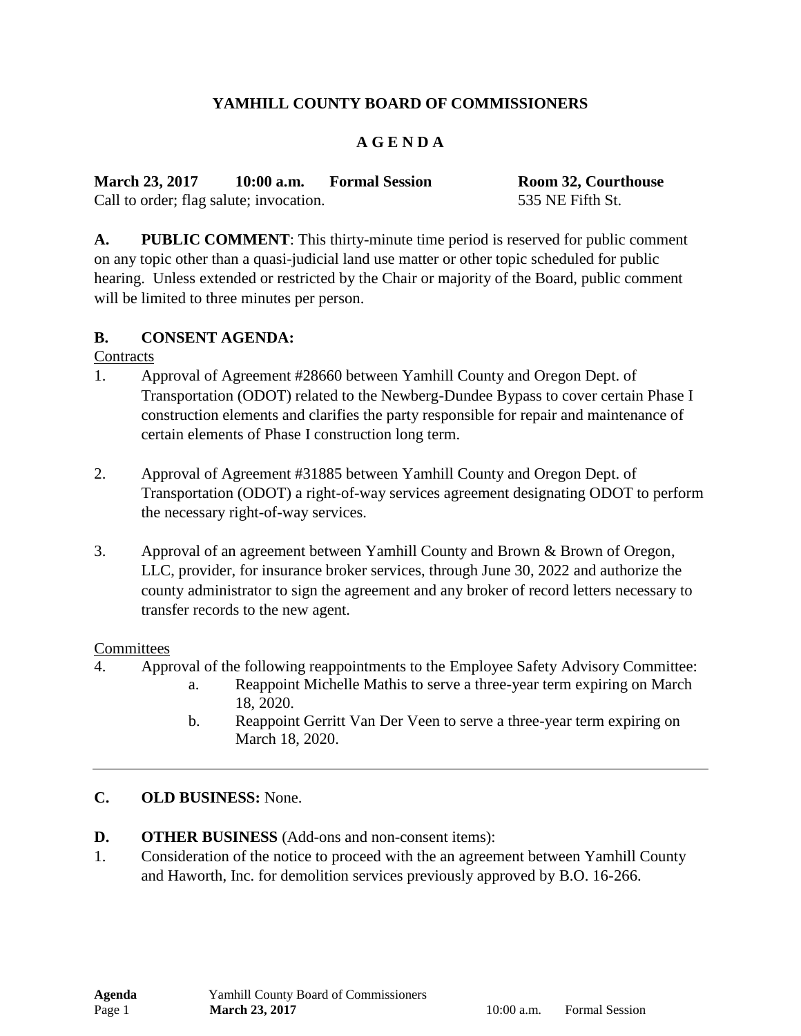# YAMHILL COUNTY BOARD OF COMMISSIONERS

## A G E N D A

**March 23, 2017 10:00 a.m. Formal Session Room 32, Courthouse**
Call to order; flag salute; invocation. 535 NE Fifth St.

**A. PUBLIC COMMENT**: This thirty-minute time period is reserved for public comment on any topic other than a quasi-judicial land use matter or other topic scheduled for public hearing. Unless extended or restricted by the Chair or majority of the Board, public comment will be limited to three minutes per person.

**B. CONSENT AGENDA:**

Contracts

1. Approval of Agreement #28660 between Yamhill County and Oregon Dept. of Transportation (ODOT) related to the Newberg-Dundee Bypass to cover certain Phase I construction elements and clarifies the party responsible for repair and maintenance of certain elements of Phase I construction long term.

2. Approval of Agreement #31885 between Yamhill County and Oregon Dept. of Transportation (ODOT) a right-of-way services agreement designating ODOT to perform the necessary right-of-way services.

3. Approval of an agreement between Yamhill County and Brown & Brown of Oregon, LLC, provider, for insurance broker services, through June 30, 2022 and authorize the county administrator to sign the agreement and any broker of record letters necessary to transfer records to the new agent.

Committees

4. Approval of the following reappointments to the Employee Safety Advisory Committee:
   a. Reappoint Michelle Mathis to serve a three-year term expiring on March 18, 2020.
   b. Reappoint Gerritt Van Der Veen to serve a three-year term expiring on March 18, 2020.

---

**C. OLD BUSINESS:** None.

**D. OTHER BUSINESS** (Add-ons and non-consent items):

1. Consideration of the notice to proceed with the an agreement between Yamhill County and Haworth, Inc. for demolition services previously approved by B.O. 16-266.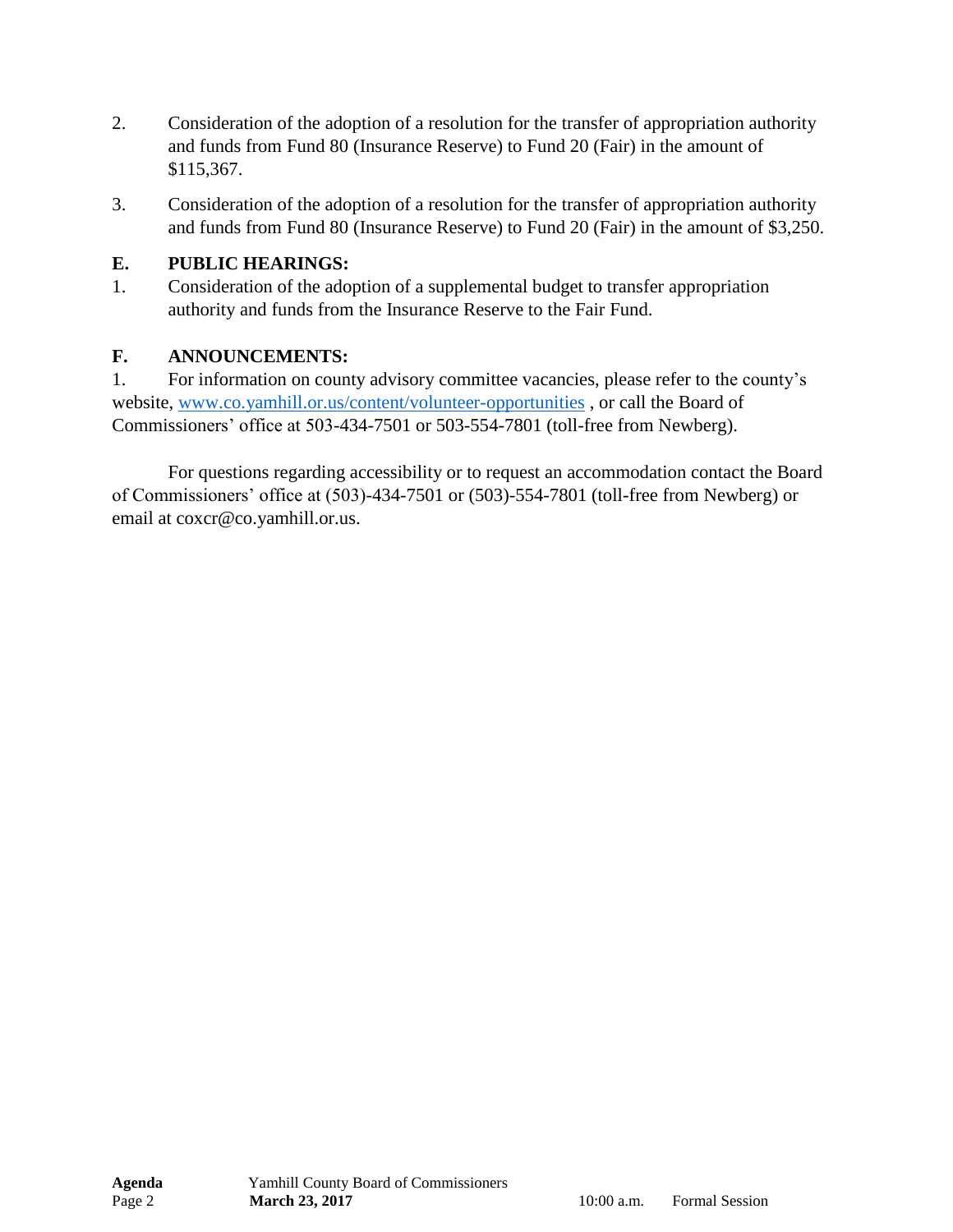2. Consideration of the adoption of a resolution for the transfer of appropriation authority and funds from Fund 80 (Insurance Reserve) to Fund 20 (Fair) in the amount of $115,367.

3. Consideration of the adoption of a resolution for the transfer of appropriation authority and funds from Fund 80 (Insurance Reserve) to Fund 20 (Fair) in the amount of $3,250.

## E. PUBLIC HEARINGS:

1. Consideration of the adoption of a supplemental budget to transfer appropriation authority and funds from the Insurance Reserve to the Fair Fund.

## F. ANNOUNCEMENTS:

1. For information on county advisory committee vacancies, please refer to the county's website, [www.co.yamhill.or.us/content/volunteer-opportunities](http://www.co.yamhill.or.us/content/volunteer-opportunities) , or call the Board of Commissioners' office at 503-434-7501 or 503-554-7801 (toll-free from Newberg).

For questions regarding accessibility or to request an accommodation contact the Board of Commissioners' office at (503)-434-7501 or (503)-554-7801 (toll-free from Newberg) or email at coxcr@co.yamhill.or.us.